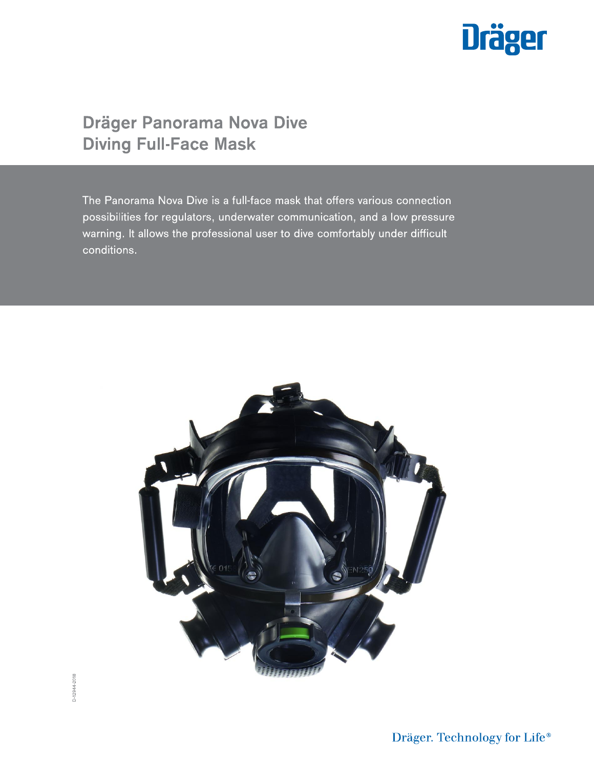# Dräger Panorama Nova Dive
## Diving Full-Face Mask

The Panorama Nova Dive is a full-face mask that offers various connection possibilities for regulators, underwater communication, and a low pressure warning. It allows the professional user to dive comfortably under difficult conditions.

D-12944-2018

Dräger. Technology for Life®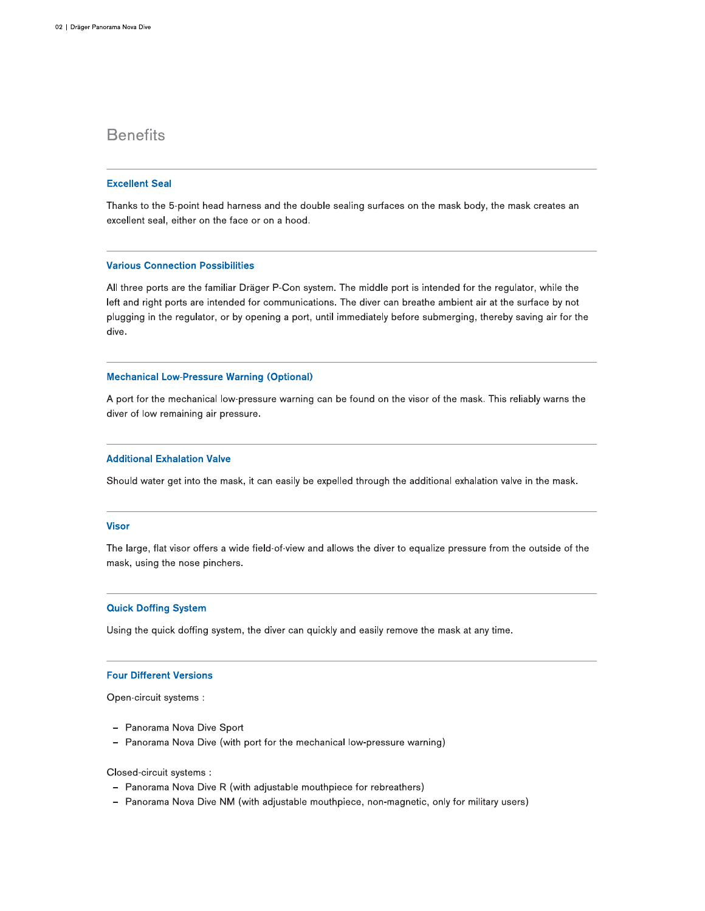## Benefits

### Excellent Seal

Thanks to the 5-point head harness and the double sealing surfaces on the mask body, the mask creates an excellent seal, either on the face or on a hood.

### Various Connection Possibilities

All three ports are the familiar Dräger P-Con system. The middle port is intended for the regulator, while the left and right ports are intended for communications. The diver can breathe ambient air at the surface by not plugging in the regulator, or by opening a port, until immediately before submerging, thereby saving air for the dive.

### Mechanical Low-Pressure Warning (Optional)

A port for the mechanical low-pressure warning can be found on the visor of the mask. This reliably warns the diver of low remaining air pressure.

### Additional Exhalation Valve

Should water get into the mask, it can easily be expelled through the additional exhalation valve in the mask.

### Visor

The large, flat visor offers a wide field-of-view and allows the diver to equalize pressure from the outside of the mask, using the nose pinchers.

### Quick Doffing System

Using the quick doffing system, the diver can quickly and easily remove the mask at any time.

### Four Different Versions

Open-circuit systems :

- Panorama Nova Dive Sport
- Panorama Nova Dive (with port for the mechanical low-pressure warning)

Closed-circuit systems :

- Panorama Nova Dive R (with adjustable mouthpiece for rebreathers)
- Panorama Nova Dive NM (with adjustable mouthpiece, non-magnetic, only for military users)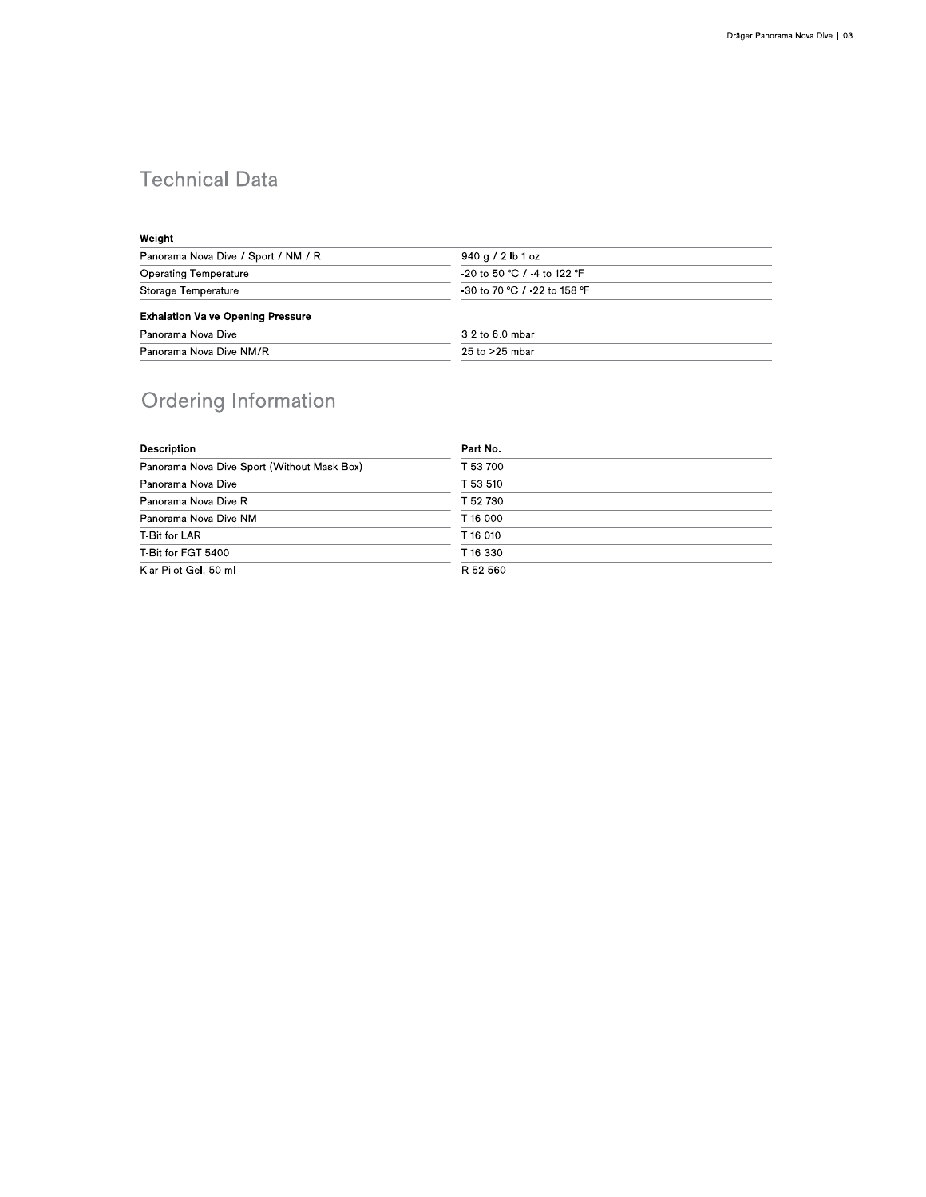## Technical Data

| Weight | |
| --- | --- |
| Panorama Nova Dive / Sport / NM / R | 940 g / 2 lb 1 oz |
| Operating Temperature | -20 to 50 °C / -4 to 122 °F |
| Storage Temperature | -30 to 70 °C / -22 to 158 °F |
| **Exhalation Valve Opening Pressure** | |
| Panorama Nova Dive | 3.2 to 6.0 mbar |
| Panorama Nova Dive NM/R | 25 to >25 mbar |

## Ordering Information

| Description | Part No. |
| --- | --- |
| Panorama Nova Dive Sport (Without Mask Box) | T 53 700 |
| Panorama Nova Dive | T 53 510 |
| Panorama Nova Dive R | T 52 730 |
| Panorama Nova Dive NM | T 16 000 |
| T-Bit for LAR | T 16 010 |
| T-Bit for FGT 5400 | T 16 330 |
| Klar-Pilot Gel, 50 ml | R 52 560 |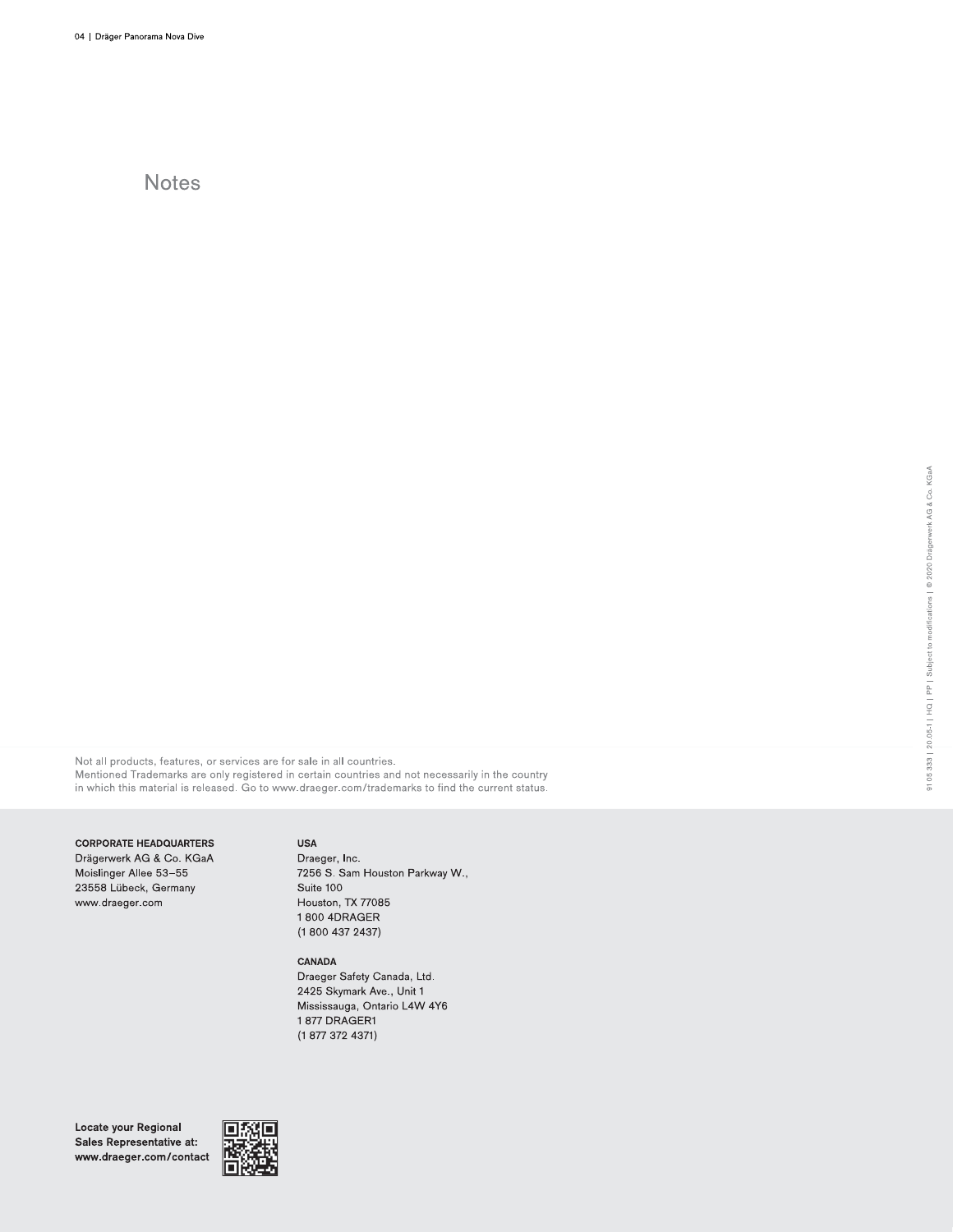## Notes

Not all products, features, or services are for sale in all countries.
Mentioned Trademarks are only registered in certain countries and not necessarily in the country in which this material is released. Go to www.draeger.com/trademarks to find the current status.

**CORPORATE HEADQUARTERS**
Drägerwerk AG & Co. KGaA
Moislinger Allee 53–55
23558 Lübeck, Germany
www.draeger.com

**USA**
Draeger, Inc.
7256 S. Sam Houston Parkway W.,
Suite 100
Houston, TX 77085
1 800 4DRAGER
(1 800 437 2437)

**CANADA**
Draeger Safety Canada, Ltd.
2425 Skymark Ave., Unit 1
Mississauga, Ontario L4W 4Y6
1 877 DRAGER1
(1 877 372 4371)

**Locate your Regional Sales Representative at: www.draeger.com/contact**

91 05 333 | 20.05-1 | HQ | PP | Subject to modifications | © 2020 Drägerwerk AG & Co. KGaA